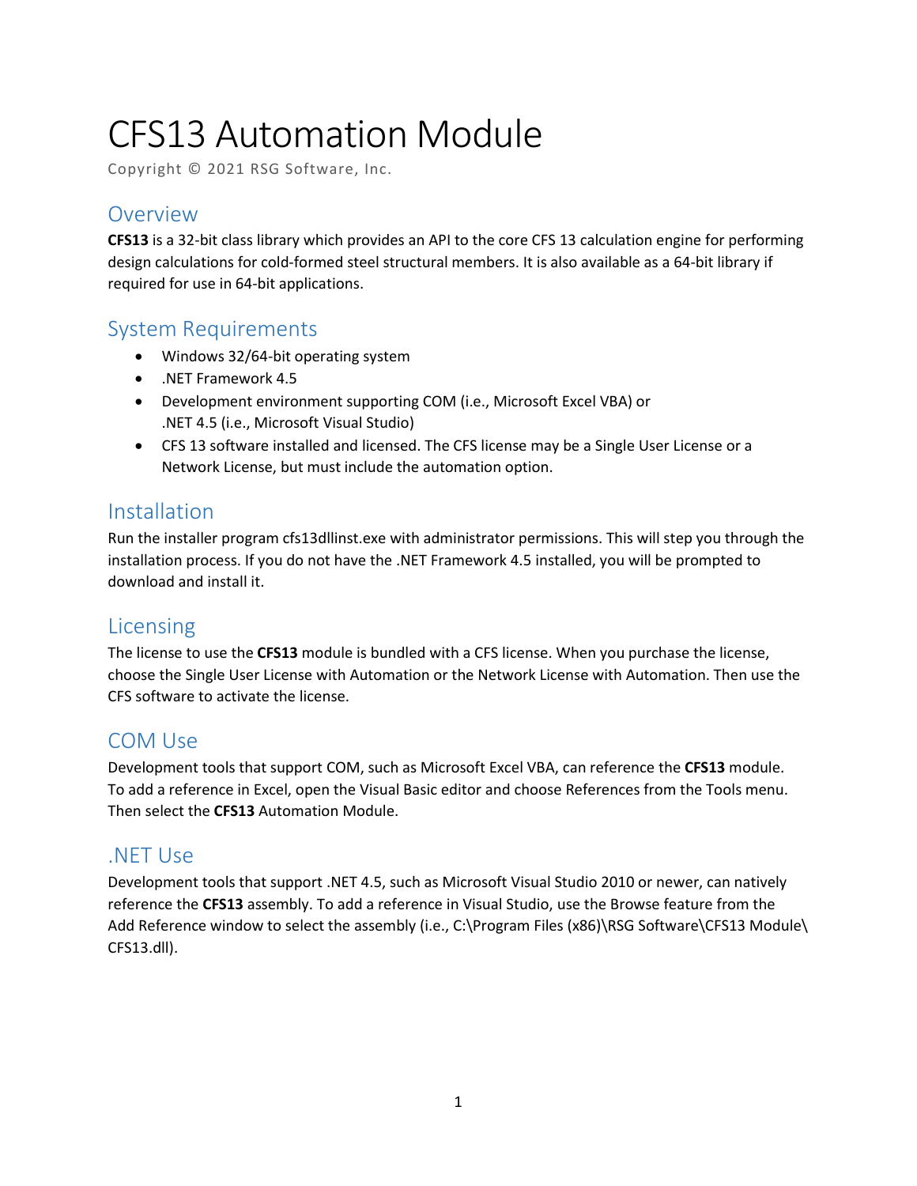# CFS13 Automation Module

Copyright © 2021 RSG Software, Inc.

## Overview

**CFS13** is a 32-bit class library which provides an API to the core CFS 13 calculation engine for performing design calculations for cold-formed steel structural members. It is also available as a 64-bit library if required for use in 64-bit applications.

## System Requirements

- Windows 32/64-bit operating system
- .NET Framework 4.5
- Development environment supporting COM (i.e., Microsoft Excel VBA) or .NET 4.5 (i.e., Microsoft Visual Studio)
- CFS 13 software installed and licensed. The CFS license may be a Single User License or a Network License, but must include the automation option.

## Installation

Run the installer program cfs13dllinst.exe with administrator permissions. This will step you through the installation process. If you do not have the .NET Framework 4.5 installed, you will be prompted to download and install it.

## Licensing

The license to use the **CFS13** module is bundled with a CFS license. When you purchase the license, choose the Single User License with Automation or the Network License with Automation. Then use the CFS software to activate the license.

## COM Use

Development tools that support COM, such as Microsoft Excel VBA, can reference the **CFS13** module. To add a reference in Excel, open the Visual Basic editor and choose References from the Tools menu. Then select the **CFS13** Automation Module.

## .NET Use

Development tools that support .NET 4.5, such as Microsoft Visual Studio 2010 or newer, can natively reference the **CFS13** assembly. To add a reference in Visual Studio, use the Browse feature from the Add Reference window to select the assembly (i.e., C:\Program Files (x86)\RSG Software\CFS13 Module\CFS13.dll).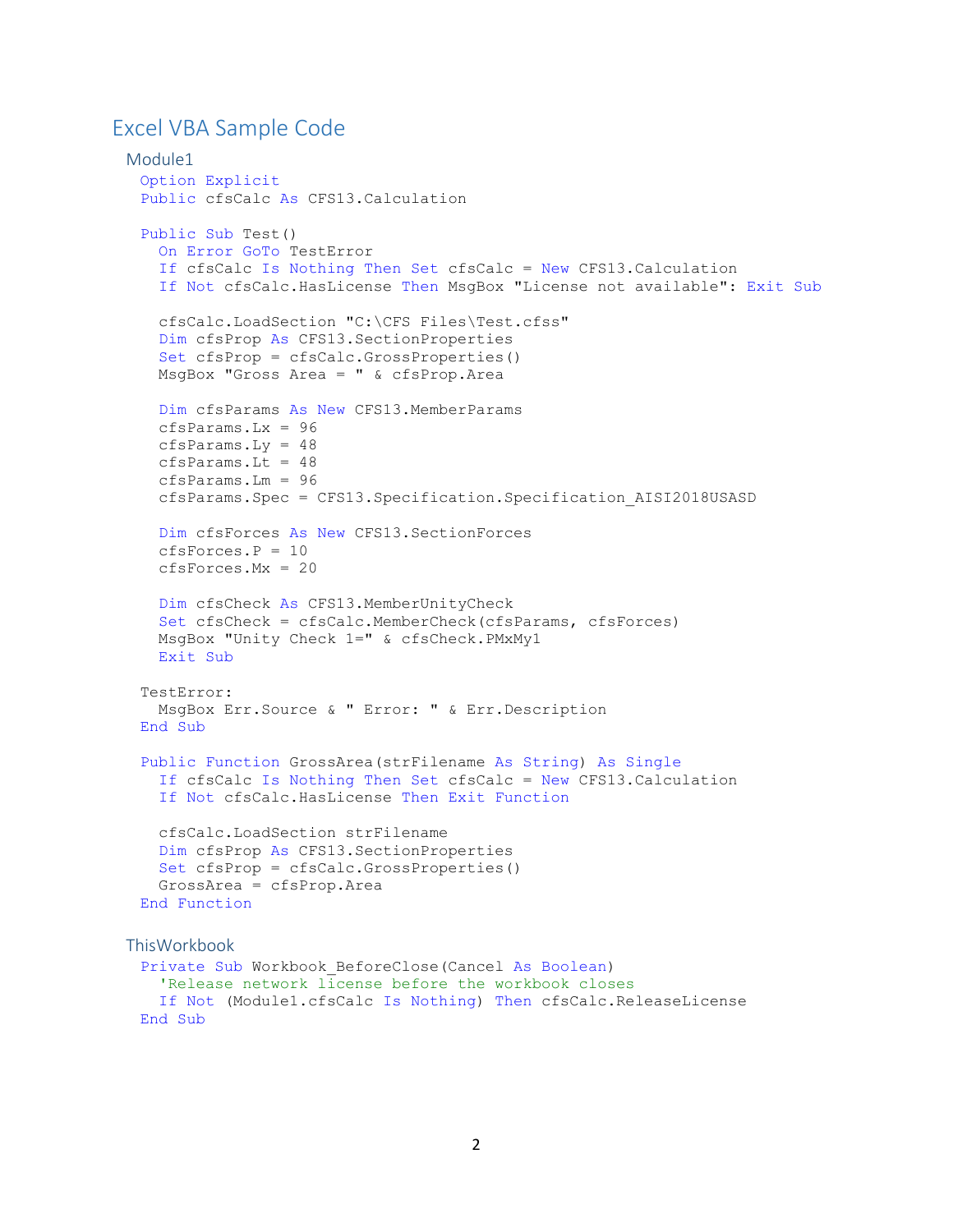# Excel VBA Sample Code

## Module1

```
Option Explicit
Public cfsCalc As CFS13.Calculation

Public Sub Test()
  On Error GoTo TestError
  If cfsCalc Is Nothing Then Set cfsCalc = New CFS13.Calculation
  If Not cfsCalc.HasLicense Then MsgBox "License not available": Exit Sub

  cfsCalc.LoadSection "C:\CFS Files\Test.cfss"
  Dim cfsProp As CFS13.SectionProperties
  Set cfsProp = cfsCalc.GrossProperties()
  MsgBox "Gross Area = " & cfsProp.Area

  Dim cfsParams As New CFS13.MemberParams
  cfsParams.Lx = 96
  cfsParams.Ly = 48
  cfsParams.Lt = 48
  cfsParams.Lm = 96
  cfsParams.Spec = CFS13.Specification.Specification_AISI2018USASD

  Dim cfsForces As New CFS13.SectionForces
  cfsForces.P = 10
  cfsForces.Mx = 20

  Dim cfsCheck As CFS13.MemberUnityCheck
  Set cfsCheck = cfsCalc.MemberCheck(cfsParams, cfsForces)
  MsgBox "Unity Check 1=" & cfsCheck.PMxMy1
  Exit Sub

TestError:
  MsgBox Err.Source & " Error: " & Err.Description
End Sub

Public Function GrossArea(strFilename As String) As Single
  If cfsCalc Is Nothing Then Set cfsCalc = New CFS13.Calculation
  If Not cfsCalc.HasLicense Then Exit Function

  cfsCalc.LoadSection strFilename
  Dim cfsProp As CFS13.SectionProperties
  Set cfsProp = cfsCalc.GrossProperties()
  GrossArea = cfsProp.Area
End Function
```

## ThisWorkbook

```
Private Sub Workbook_BeforeClose(Cancel As Boolean)
  'Release network license before the workbook closes
  If Not (Module1.cfsCalc Is Nothing) Then cfsCalc.ReleaseLicense
End Sub
```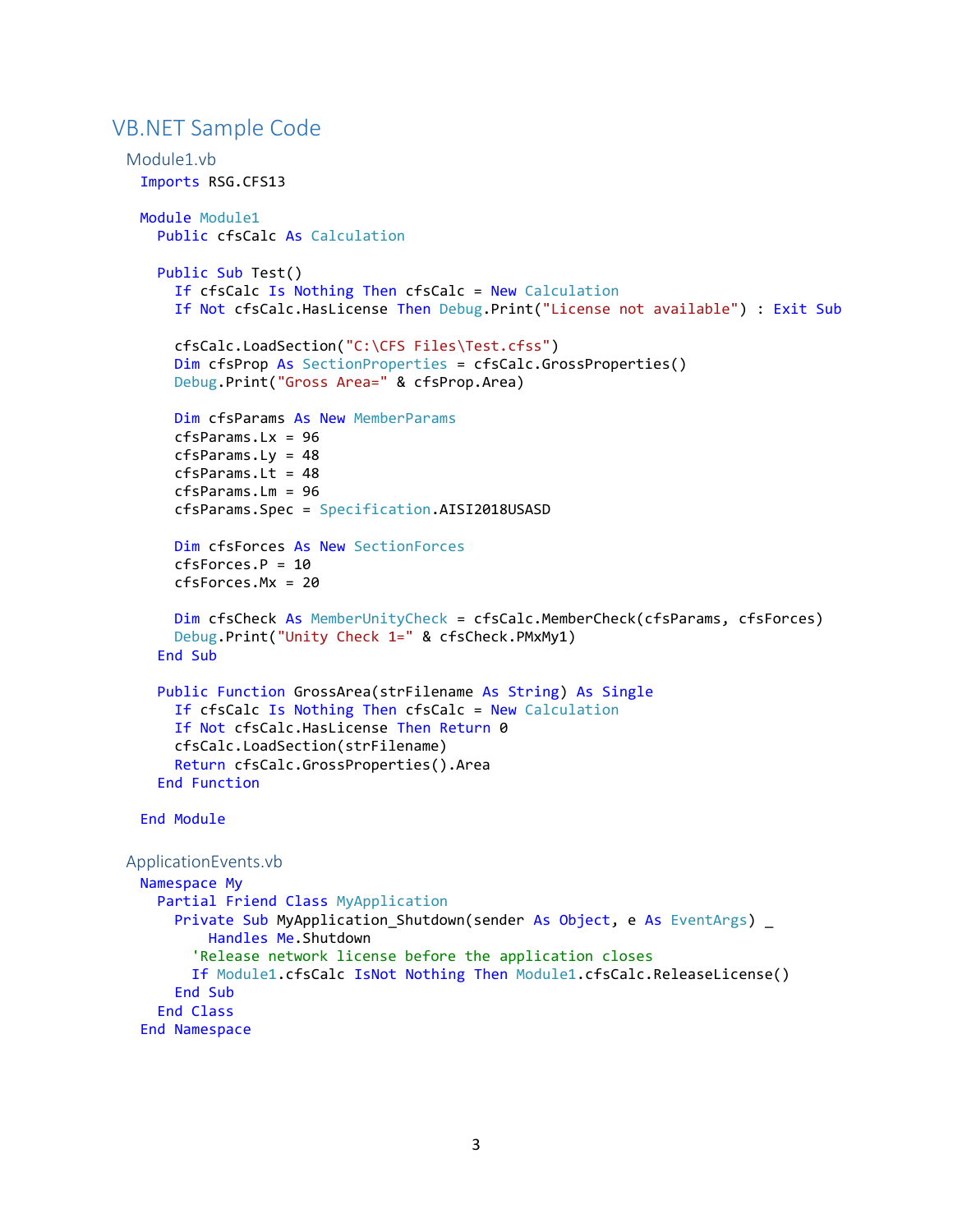## VB.NET Sample Code

### Module1.vb

```vb
Imports RSG.CFS13

Module Module1
  Public cfsCalc As Calculation

  Public Sub Test()
    If cfsCalc Is Nothing Then cfsCalc = New Calculation
    If Not cfsCalc.HasLicense Then Debug.Print("License not available") : Exit Sub

    cfsCalc.LoadSection("C:\CFS Files\Test.cfss")
    Dim cfsProp As SectionProperties = cfsCalc.GrossProperties()
    Debug.Print("Gross Area=" & cfsProp.Area)

    Dim cfsParams As New MemberParams
    cfsParams.Lx = 96
    cfsParams.Ly = 48
    cfsParams.Lt = 48
    cfsParams.Lm = 96
    cfsParams.Spec = Specification.AISI2018USASD

    Dim cfsForces As New SectionForces
    cfsForces.P = 10
    cfsForces.Mx = 20

    Dim cfsCheck As MemberUnityCheck = cfsCalc.MemberCheck(cfsParams, cfsForces)
    Debug.Print("Unity Check 1=" & cfsCheck.PMxMy1)
  End Sub

  Public Function GrossArea(strFilename As String) As Single
    If cfsCalc Is Nothing Then cfsCalc = New Calculation
    If Not cfsCalc.HasLicense Then Return 0
    cfsCalc.LoadSection(strFilename)
    Return cfsCalc.GrossProperties().Area
  End Function

End Module
```

### ApplicationEvents.vb

```vb
Namespace My
  Partial Friend Class MyApplication
    Private Sub MyApplication_Shutdown(sender As Object, e As EventArgs) _
        Handles Me.Shutdown
      'Release network license before the application closes
      If Module1.cfsCalc IsNot Nothing Then Module1.cfsCalc.ReleaseLicense()
    End Sub
  End Class
End Namespace
```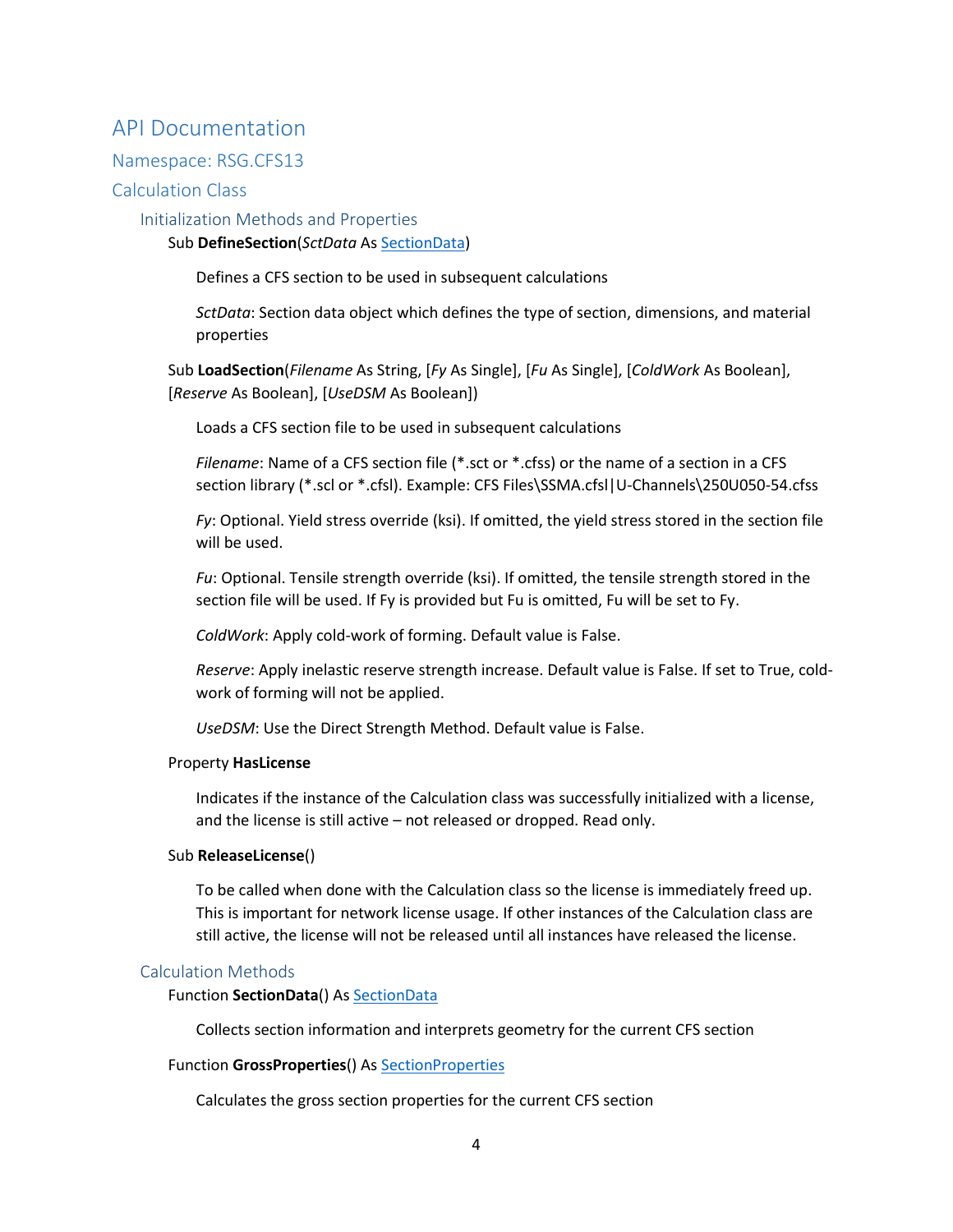# API Documentation

## Namespace: RSG.CFS13

## Calculation Class

### Initialization Methods and Properties

Sub **DefineSection**(*SctData* As [SectionData])

Defines a CFS section to be used in subsequent calculations

*SctData*: Section data object which defines the type of section, dimensions, and material properties

Sub **LoadSection**(*Filename* As String, [*Fy* As Single], [*Fu* As Single], [*ColdWork* As Boolean], [*Reserve* As Boolean], [*UseDSM* As Boolean])

Loads a CFS section file to be used in subsequent calculations

*Filename*: Name of a CFS section file (*.sct or *.cfss) or the name of a section in a CFS section library (*.scl or *.cfsl). Example: CFS Files\SSMA.cfsl|U-Channels\250U050-54.cfss

*Fy*: Optional. Yield stress override (ksi). If omitted, the yield stress stored in the section file will be used.

*Fu*: Optional. Tensile strength override (ksi). If omitted, the tensile strength stored in the section file will be used. If Fy is provided but Fu is omitted, Fu will be set to Fy.

*ColdWork*: Apply cold-work of forming. Default value is False.

*Reserve*: Apply inelastic reserve strength increase. Default value is False. If set to True, cold-work of forming will not be applied.

*UseDSM*: Use the Direct Strength Method. Default value is False.

Property **HasLicense**

Indicates if the instance of the Calculation class was successfully initialized with a license, and the license is still active – not released or dropped. Read only.

Sub **ReleaseLicense**()

To be called when done with the Calculation class so the license is immediately freed up. This is important for network license usage. If other instances of the Calculation class are still active, the license will not be released until all instances have released the license.

### Calculation Methods

Function **SectionData**() As [SectionData]

Collects section information and interprets geometry for the current CFS section

Function **GrossProperties**() As [SectionProperties]

Calculates the gross section properties for the current CFS section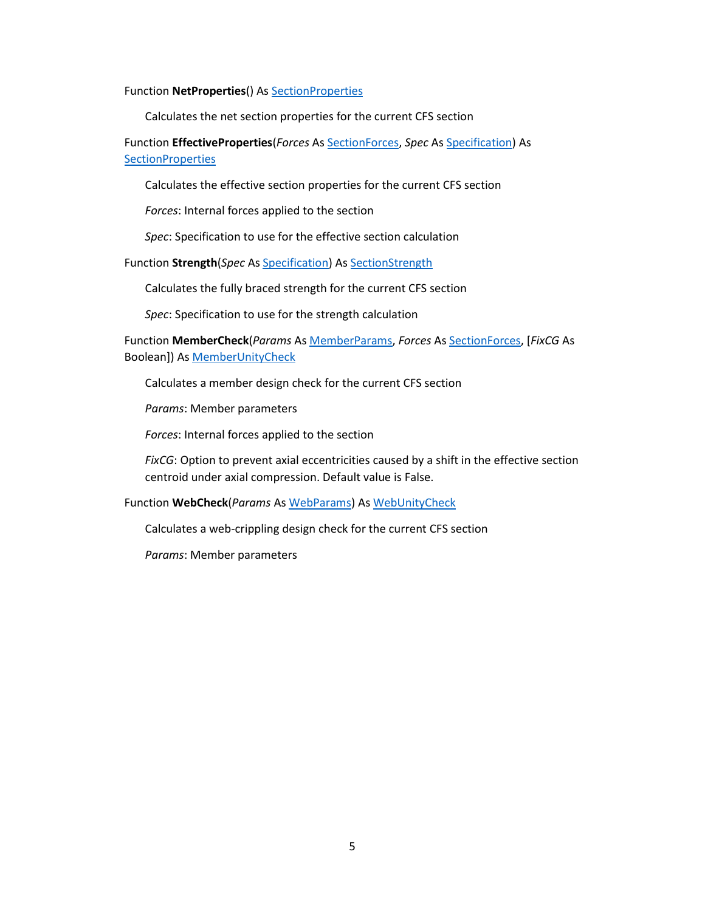Function **NetProperties**() As SectionProperties

> Calculates the net section properties for the current CFS section

Function **EffectiveProperties**(*Forces* As SectionForces, *Spec* As Specification) As SectionProperties

> Calculates the effective section properties for the current CFS section
>
> *Forces*: Internal forces applied to the section
>
> *Spec*: Specification to use for the effective section calculation

Function **Strength**(*Spec* As Specification) As SectionStrength

> Calculates the fully braced strength for the current CFS section
>
> *Spec*: Specification to use for the strength calculation

Function **MemberCheck**(*Params* As MemberParams, *Forces* As SectionForces, [*FixCG* As Boolean]) As MemberUnityCheck

> Calculates a member design check for the current CFS section
>
> *Params*: Member parameters
>
> *Forces*: Internal forces applied to the section
>
> *FixCG*: Option to prevent axial eccentricities caused by a shift in the effective section centroid under axial compression. Default value is False.

Function **WebCheck**(*Params* As WebParams) As WebUnityCheck

> Calculates a web-crippling design check for the current CFS section
>
> *Params*: Member parameters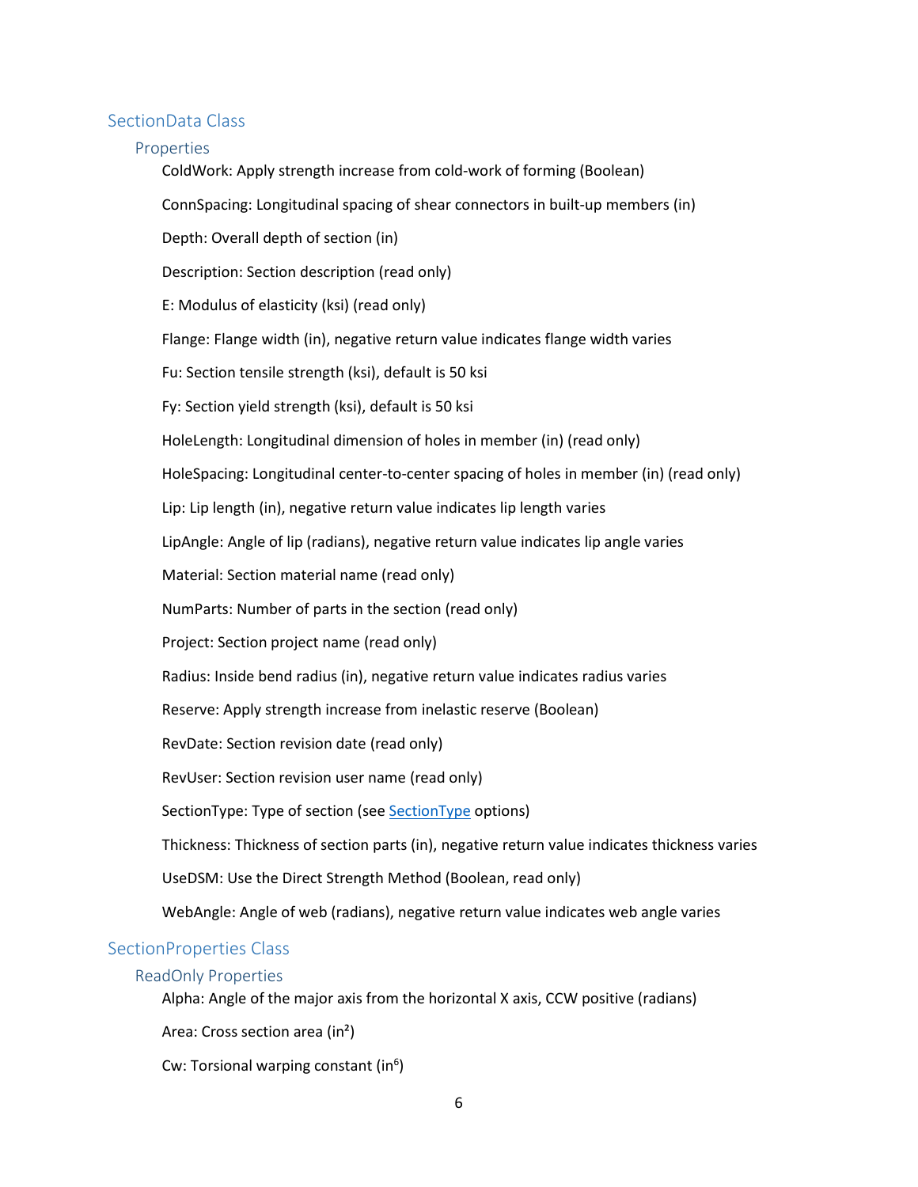## SectionData Class

### Properties

ColdWork: Apply strength increase from cold-work of forming (Boolean)

ConnSpacing: Longitudinal spacing of shear connectors in built-up members (in)

Depth: Overall depth of section (in)

Description: Section description (read only)

E: Modulus of elasticity (ksi) (read only)

Flange: Flange width (in), negative return value indicates flange width varies

Fu: Section tensile strength (ksi), default is 50 ksi

Fy: Section yield strength (ksi), default is 50 ksi

HoleLength: Longitudinal dimension of holes in member (in) (read only)

HoleSpacing: Longitudinal center-to-center spacing of holes in member (in) (read only)

Lip: Lip length (in), negative return value indicates lip length varies

LipAngle: Angle of lip (radians), negative return value indicates lip angle varies

Material: Section material name (read only)

NumParts: Number of parts in the section (read only)

Project: Section project name (read only)

Radius: Inside bend radius (in), negative return value indicates radius varies

Reserve: Apply strength increase from inelastic reserve (Boolean)

RevDate: Section revision date (read only)

RevUser: Section revision user name (read only)

SectionType: Type of section (see SectionType options)

Thickness: Thickness of section parts (in), negative return value indicates thickness varies

UseDSM: Use the Direct Strength Method (Boolean, read only)

WebAngle: Angle of web (radians), negative return value indicates web angle varies

## SectionProperties Class

### ReadOnly Properties

Alpha: Angle of the major axis from the horizontal X axis, CCW positive (radians)

Area: Cross section area ($in^2$)

Cw: Torsional warping constant ($in^6$)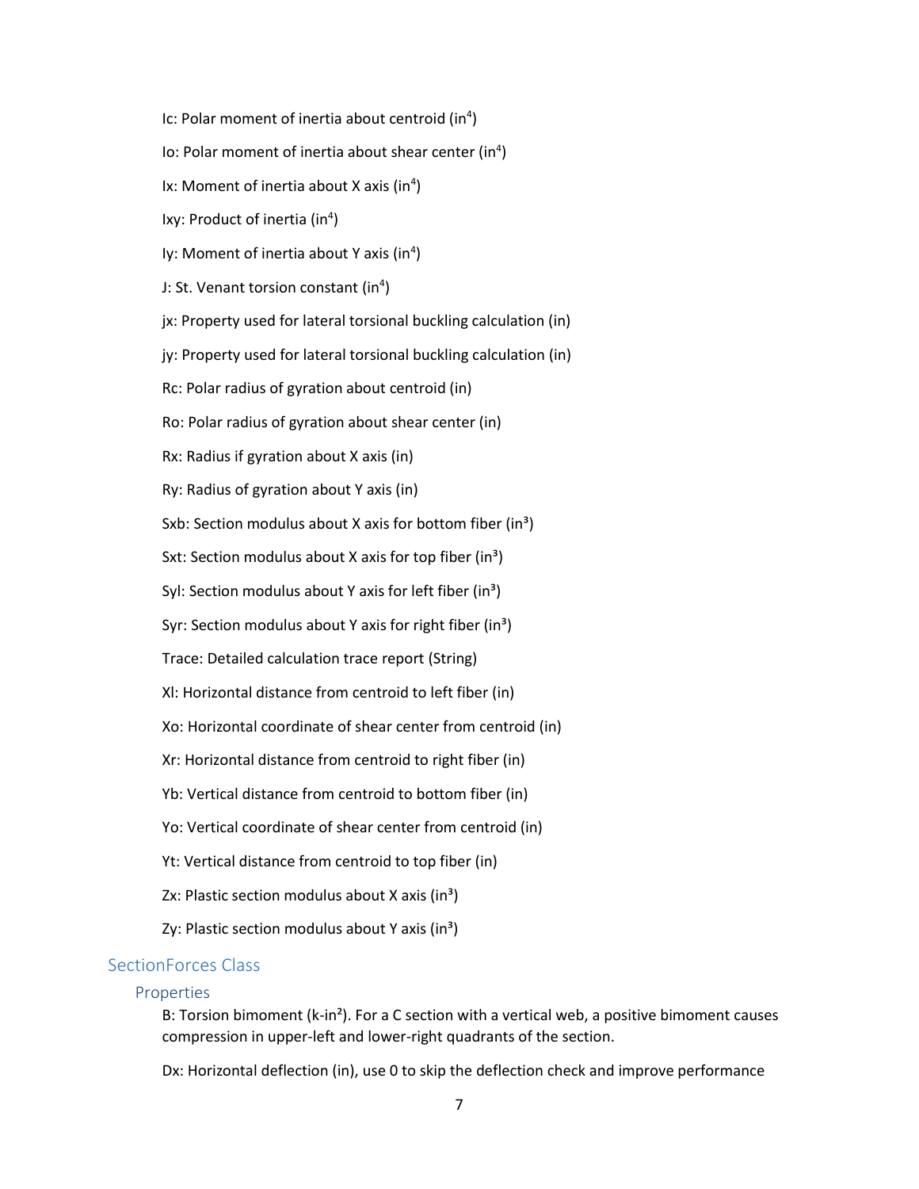Ic: Polar moment of inertia about centroid ($in^4$)

Io: Polar moment of inertia about shear center ($in^4$)

Ix: Moment of inertia about X axis ($in^4$)

Ixy: Product of inertia ($in^4$)

Iy: Moment of inertia about Y axis ($in^4$)

J: St. Venant torsion constant ($in^4$)

jx: Property used for lateral torsional buckling calculation (in)

jy: Property used for lateral torsional buckling calculation (in)

Rc: Polar radius of gyration about centroid (in)

Ro: Polar radius of gyration about shear center (in)

Rx: Radius if gyration about X axis (in)

Ry: Radius of gyration about Y axis (in)

Sxb: Section modulus about X axis for bottom fiber ($in^3$)

Sxt: Section modulus about X axis for top fiber ($in^3$)

Syl: Section modulus about Y axis for left fiber ($in^3$)

Syr: Section modulus about Y axis for right fiber ($in^3$)

Trace: Detailed calculation trace report (String)

Xl: Horizontal distance from centroid to left fiber (in)

Xo: Horizontal coordinate of shear center from centroid (in)

Xr: Horizontal distance from centroid to right fiber (in)

Yb: Vertical distance from centroid to bottom fiber (in)

Yo: Vertical coordinate of shear center from centroid (in)

Yt: Vertical distance from centroid to top fiber (in)

Zx: Plastic section modulus about X axis ($in^3$)

Zy: Plastic section modulus about Y axis ($in^3$)

## SectionForces Class

### Properties

B: Torsion bimoment (k-$in^2$). For a C section with a vertical web, a positive bimoment causes compression in upper-left and lower-right quadrants of the section.

Dx: Horizontal deflection (in), use 0 to skip the deflection check and improve performance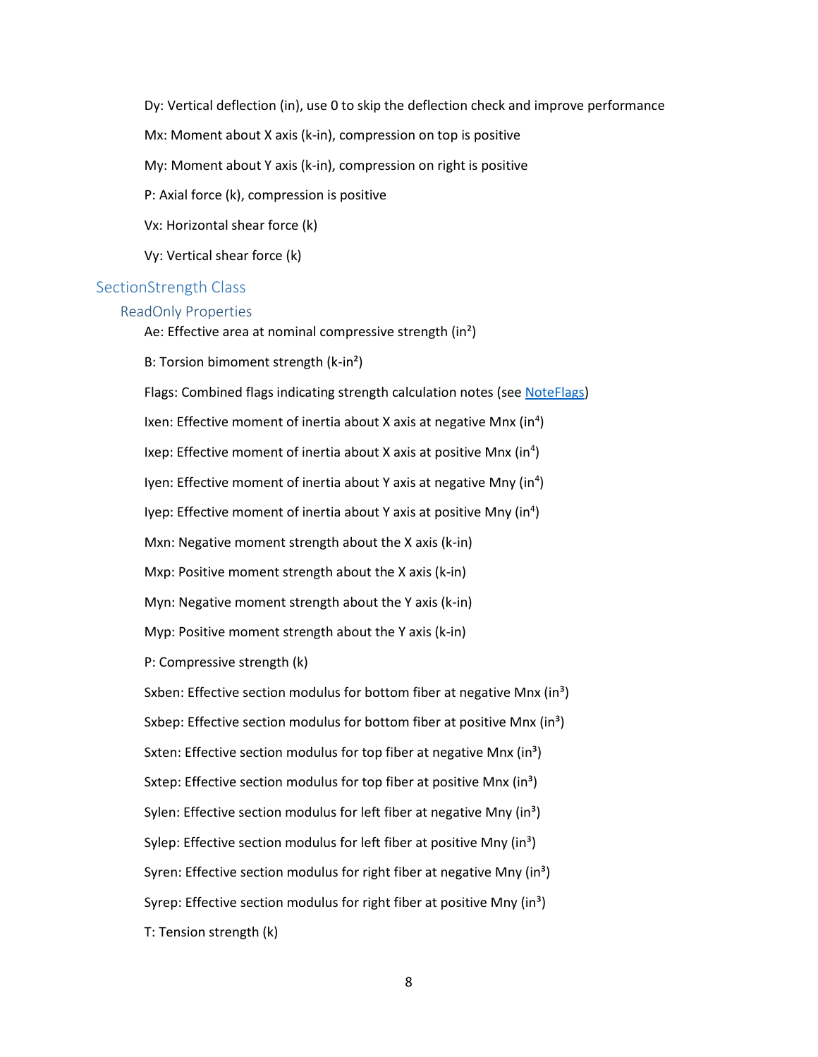Dy: Vertical deflection (in), use 0 to skip the deflection check and improve performance

Mx: Moment about X axis (k-in), compression on top is positive

My: Moment about Y axis (k-in), compression on right is positive

P: Axial force (k), compression is positive

Vx: Horizontal shear force (k)

Vy: Vertical shear force (k)

## SectionStrength Class

### ReadOnly Properties

Ae: Effective area at nominal compressive strength ($in^2$)

B: Torsion bimoment strength (k-$in^2$)

Flags: Combined flags indicating strength calculation notes (see [NoteFlags](#))

Ixen: Effective moment of inertia about X axis at negative Mnx ($in^4$)

Ixep: Effective moment of inertia about X axis at positive Mnx ($in^4$)

Iyen: Effective moment of inertia about Y axis at negative Mny ($in^4$)

Iyep: Effective moment of inertia about Y axis at positive Mny ($in^4$)

Mxn: Negative moment strength about the X axis (k-in)

Mxp: Positive moment strength about the X axis (k-in)

Myn: Negative moment strength about the Y axis (k-in)

Myp: Positive moment strength about the Y axis (k-in)

P: Compressive strength (k)

Sxben: Effective section modulus for bottom fiber at negative Mnx ($in^3$)

Sxbep: Effective section modulus for bottom fiber at positive Mnx ($in^3$)

Sxten: Effective section modulus for top fiber at negative Mnx ($in^3$)

Sxtep: Effective section modulus for top fiber at positive Mnx ($in^3$)

Sylen: Effective section modulus for left fiber at negative Mny ($in^3$)

Sylep: Effective section modulus for left fiber at positive Mny ($in^3$)

Syren: Effective section modulus for right fiber at negative Mny ($in^3$)

Syrep: Effective section modulus for right fiber at positive Mny ($in^3$)

T: Tension strength (k)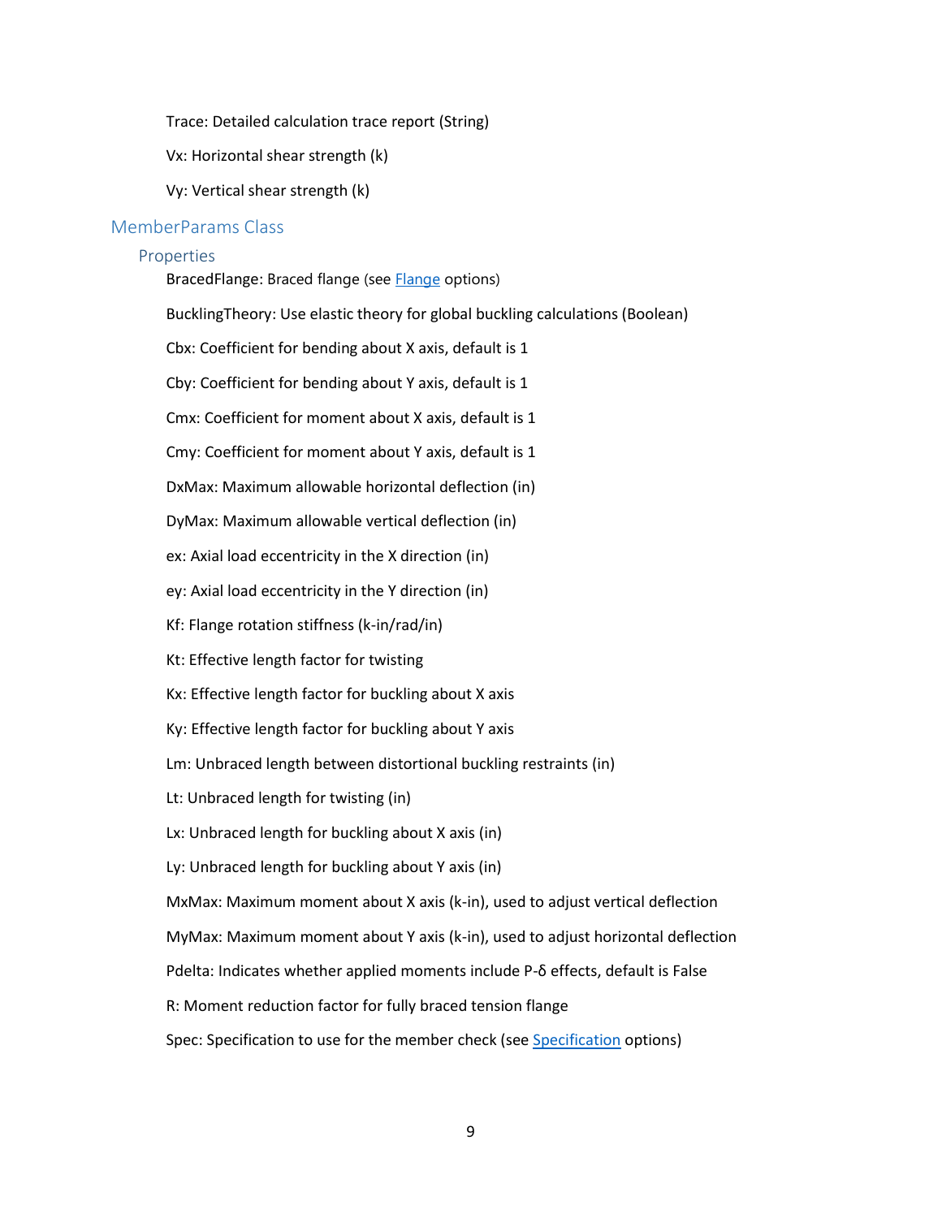Trace: Detailed calculation trace report (String)

Vx: Horizontal shear strength (k)

Vy: Vertical shear strength (k)

## MemberParams Class

### Properties

BracedFlange: Braced flange (see Flange options)

BucklingTheory: Use elastic theory for global buckling calculations (Boolean)

Cbx: Coefficient for bending about X axis, default is 1

Cby: Coefficient for bending about Y axis, default is 1

Cmx: Coefficient for moment about X axis, default is 1

Cmy: Coefficient for moment about Y axis, default is 1

DxMax: Maximum allowable horizontal deflection (in)

DyMax: Maximum allowable vertical deflection (in)

ex: Axial load eccentricity in the X direction (in)

ey: Axial load eccentricity in the Y direction (in)

Kf: Flange rotation stiffness (k-in/rad/in)

Kt: Effective length factor for twisting

Kx: Effective length factor for buckling about X axis

Ky: Effective length factor for buckling about Y axis

Lm: Unbraced length between distortional buckling restraints (in)

Lt: Unbraced length for twisting (in)

Lx: Unbraced length for buckling about X axis (in)

Ly: Unbraced length for buckling about Y axis (in)

MxMax: Maximum moment about X axis (k-in), used to adjust vertical deflection

MyMax: Maximum moment about Y axis (k-in), used to adjust horizontal deflection

Pdelta: Indicates whether applied moments include P-δ effects, default is False

R: Moment reduction factor for fully braced tension flange

Spec: Specification to use for the member check (see Specification options)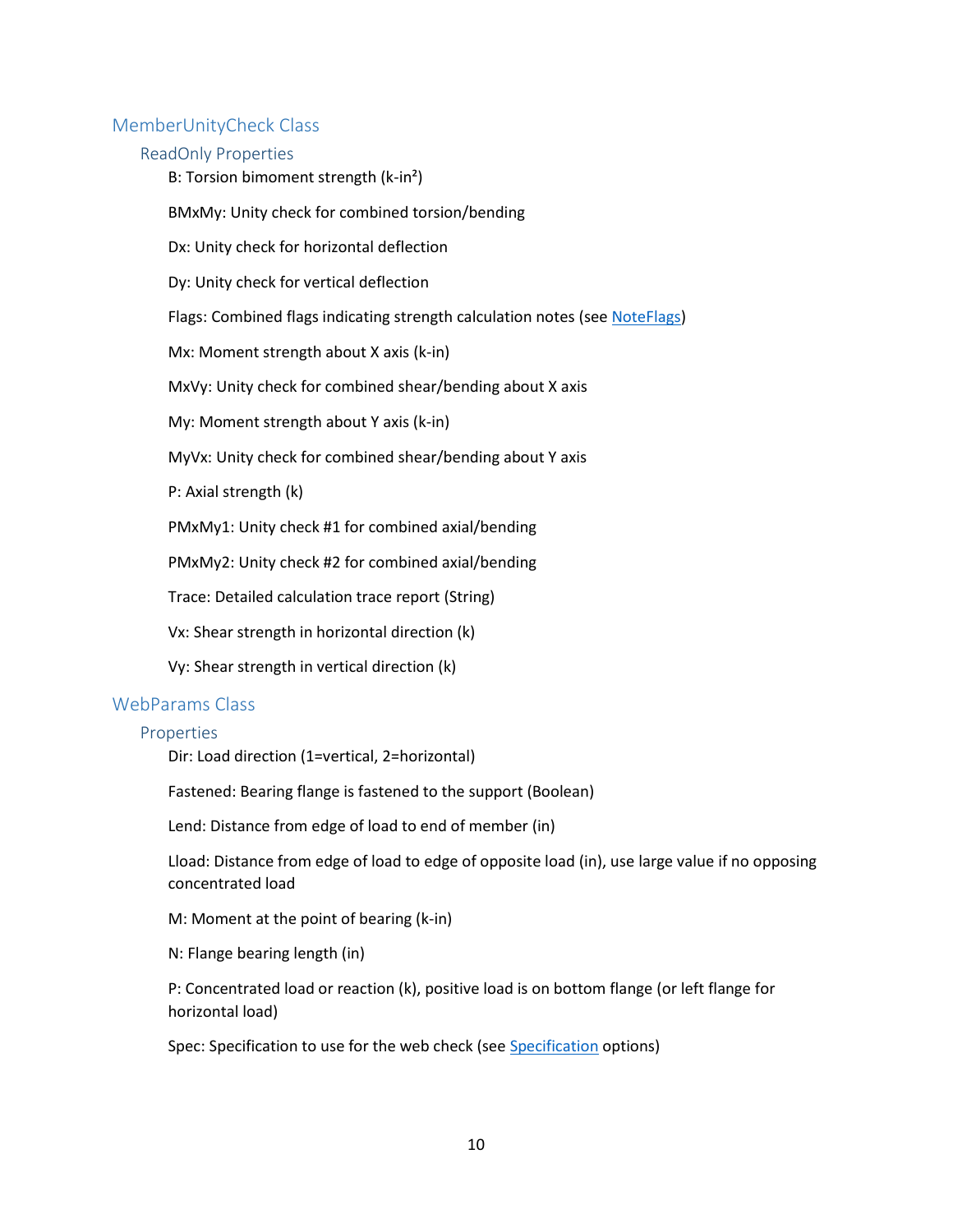## MemberUnityCheck Class

### ReadOnly Properties

B: Torsion bimoment strength (k-in²)

BMxMy: Unity check for combined torsion/bending

Dx: Unity check for horizontal deflection

Dy: Unity check for vertical deflection

Flags: Combined flags indicating strength calculation notes (see NoteFlags)

Mx: Moment strength about X axis (k-in)

MxVy: Unity check for combined shear/bending about X axis

My: Moment strength about Y axis (k-in)

MyVx: Unity check for combined shear/bending about Y axis

P: Axial strength (k)

PMxMy1: Unity check #1 for combined axial/bending

PMxMy2: Unity check #2 for combined axial/bending

Trace: Detailed calculation trace report (String)

Vx: Shear strength in horizontal direction (k)

Vy: Shear strength in vertical direction (k)

## WebParams Class

### Properties

Dir: Load direction (1=vertical, 2=horizontal)

Fastened: Bearing flange is fastened to the support (Boolean)

Lend: Distance from edge of load to end of member (in)

Lload: Distance from edge of load to edge of opposite load (in), use large value if no opposing concentrated load

M: Moment at the point of bearing (k-in)

N: Flange bearing length (in)

P: Concentrated load or reaction (k), positive load is on bottom flange (or left flange for horizontal load)

Spec: Specification to use for the web check (see Specification options)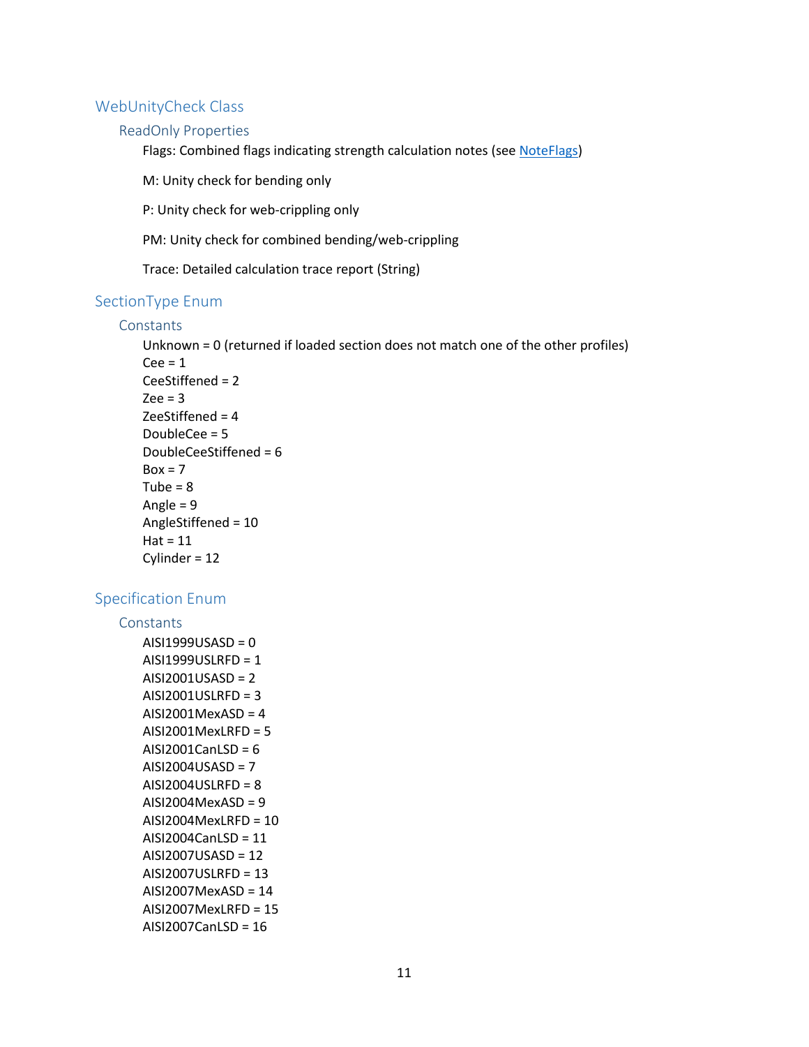## WebUnityCheck Class

### ReadOnly Properties

Flags: Combined flags indicating strength calculation notes (see [NoteFlags])

M: Unity check for bending only

P: Unity check for web-crippling only

PM: Unity check for combined bending/web-crippling

Trace: Detailed calculation trace report (String)

## SectionType Enum

### Constants

Unknown = 0 (returned if loaded section does not match one of the other profiles)
Cee = 1
CeeStiffened = 2
Zee = 3
ZeeStiffened = 4
DoubleCee = 5
DoubleCeeStiffened = 6
Box = 7
Tube = 8
Angle = 9
AngleStiffened = 10
Hat = 11
Cylinder = 12

## Specification Enum

### Constants

AISI1999USASD = 0
AISI1999USLRFD = 1
AISI2001USASD = 2
AISI2001USLRFD = 3
AISI2001MexASD = 4
AISI2001MexLRFD = 5
AISI2001CanLSD = 6
AISI2004USASD = 7
AISI2004USLRFD = 8
AISI2004MexASD = 9
AISI2004MexLRFD = 10
AISI2004CanLSD = 11
AISI2007USASD = 12
AISI2007USLRFD = 13
AISI2007MexASD = 14
AISI2007MexLRFD = 15
AISI2007CanLSD = 16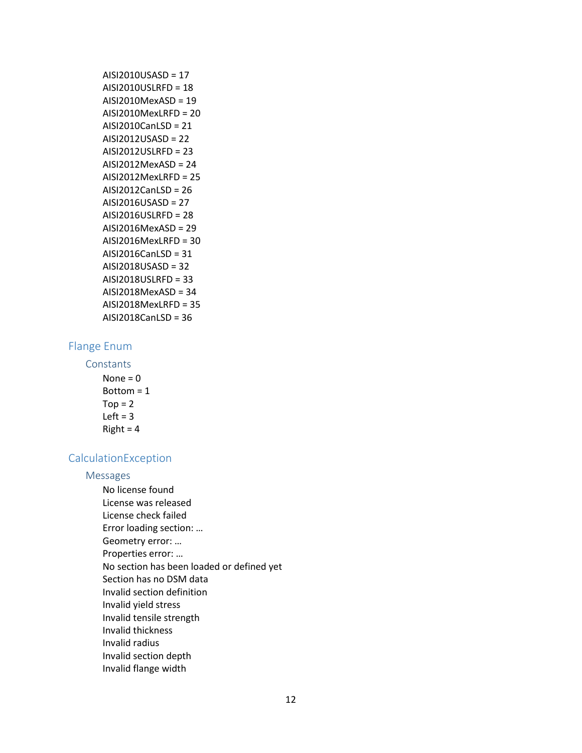AISI2010USASD = 17
AISI2010USLRFD = 18
AISI2010MexASD = 19
AISI2010MexLRFD = 20
AISI2010CanLSD = 21
AISI2012USASD = 22
AISI2012USLRFD = 23
AISI2012MexASD = 24
AISI2012MexLRFD = 25
AISI2012CanLSD = 26
AISI2016USASD = 27
AISI2016USLRFD = 28
AISI2016MexASD = 29
AISI2016MexLRFD = 30
AISI2016CanLSD = 31
AISI2018USASD = 32
AISI2018USLRFD = 33
AISI2018MexASD = 34
AISI2018MexLRFD = 35
AISI2018CanLSD = 36

## Flange Enum

### Constants

None = 0
Bottom = 1
Top = 2
Left = 3
Right = 4

## CalculationException

### Messages

No license found
License was released
License check failed
Error loading section: …
Geometry error: …
Properties error: …
No section has been loaded or defined yet
Section has no DSM data
Invalid section definition
Invalid yield stress
Invalid tensile strength
Invalid thickness
Invalid radius
Invalid section depth
Invalid flange width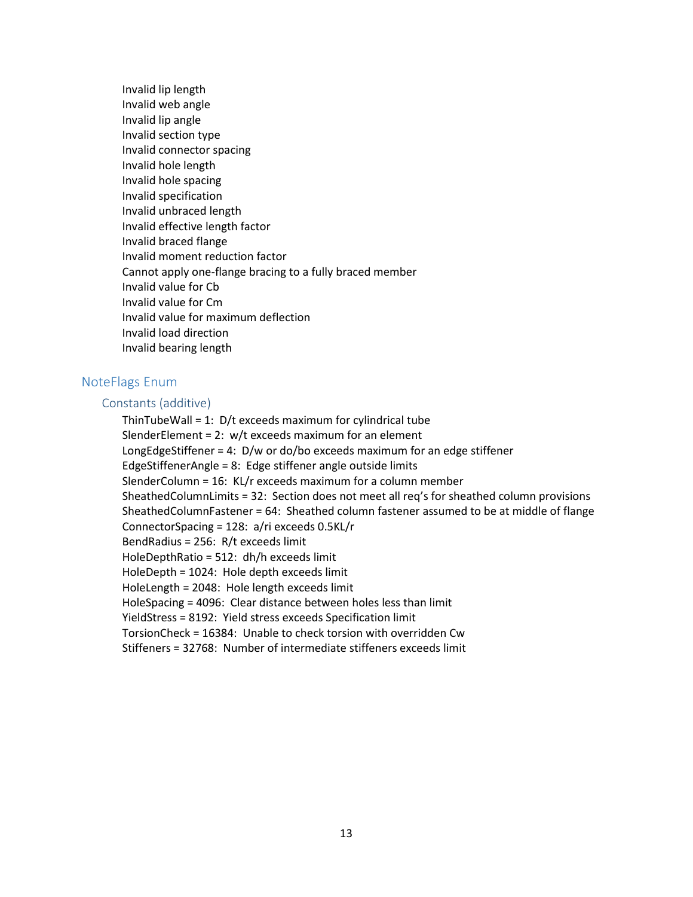Invalid lip length
Invalid web angle
Invalid lip angle
Invalid section type
Invalid connector spacing
Invalid hole length
Invalid hole spacing
Invalid specification
Invalid unbraced length
Invalid effective length factor
Invalid braced flange
Invalid moment reduction factor
Cannot apply one-flange bracing to a fully braced member
Invalid value for Cb
Invalid value for Cm
Invalid value for maximum deflection
Invalid load direction
Invalid bearing length

## NoteFlags Enum

### Constants (additive)

ThinTubeWall = 1: D/t exceeds maximum for cylindrical tube
SlenderElement = 2: w/t exceeds maximum for an element
LongEdgeStiffener = 4: D/w or do/bo exceeds maximum for an edge stiffener
EdgeStiffenerAngle = 8: Edge stiffener angle outside limits
SlenderColumn = 16: KL/r exceeds maximum for a column member
SheathedColumnLimits = 32: Section does not meet all req's for sheathed column provisions
SheathedColumnFastener = 64: Sheathed column fastener assumed to be at middle of flange
ConnectorSpacing = 128: a/ri exceeds 0.5KL/r
BendRadius = 256: R/t exceeds limit
HoleDepthRatio = 512: dh/h exceeds limit
HoleDepth = 1024: Hole depth exceeds limit
HoleLength = 2048: Hole length exceeds limit
HoleSpacing = 4096: Clear distance between holes less than limit
YieldStress = 8192: Yield stress exceeds Specification limit
TorsionCheck = 16384: Unable to check torsion with overridden Cw
Stiffeners = 32768: Number of intermediate stiffeners exceeds limit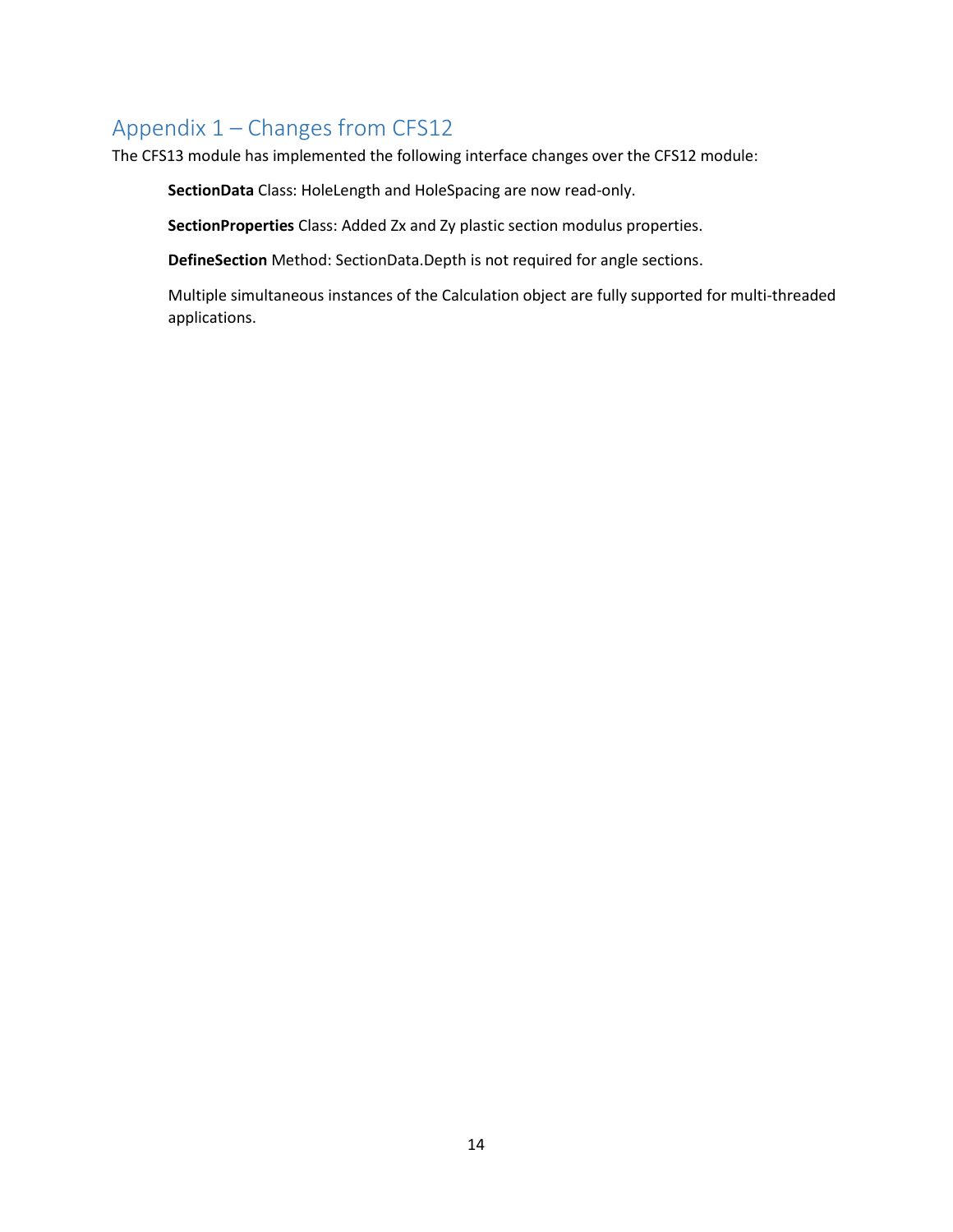## Appendix 1 – Changes from CFS12

The CFS13 module has implemented the following interface changes over the CFS12 module:

**SectionData** Class: HoleLength and HoleSpacing are now read-only.

**SectionProperties** Class: Added Zx and Zy plastic section modulus properties.

**DefineSection** Method: SectionData.Depth is not required for angle sections.

Multiple simultaneous instances of the Calculation object are fully supported for multi-threaded applications.